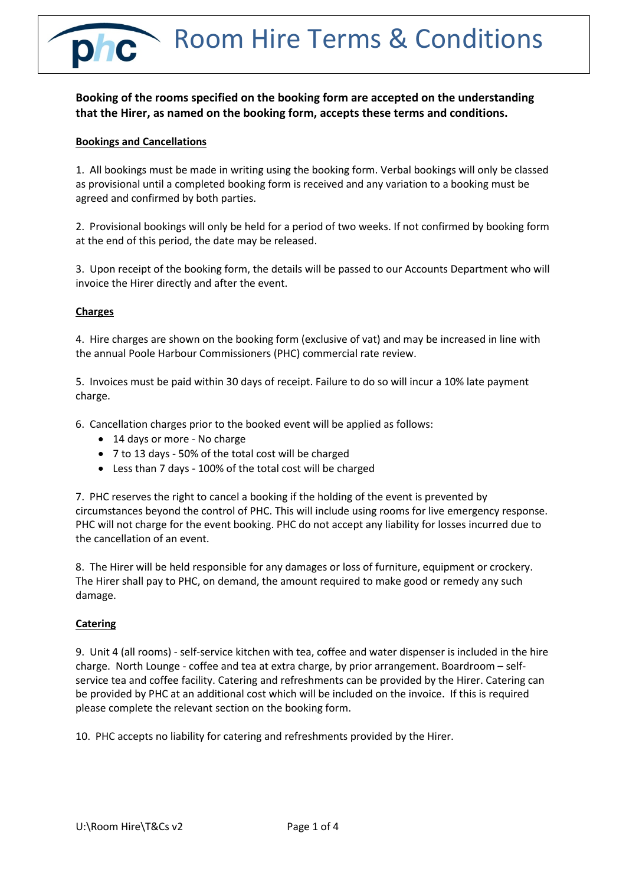# Room Hire Terms & Conditions

**Booking of the rooms specified on the booking form are accepted on the understanding that the Hirer, as named on the booking form, accepts these terms and conditions.**

## Bookings and Cancellations

1. All bookings must be made in writing using the booking form. Verbal bookings will only be classed as provisional until a completed booking form is received and any variation to a booking must be agreed and confirmed by both parties.

2. Provisional bookings will only be held for a period of two weeks. If not confirmed by booking form at the end of this period, the date may be released.

3. Upon receipt of the booking form, the details will be passed to our Accounts Department who will invoice the Hirer directly and after the event.

## Charges

4. Hire charges are shown on the booking form (exclusive of vat) and may be increased in line with the annual Poole Harbour Commissioners (PHC) commercial rate review.

5. Invoices must be paid within 30 days of receipt. Failure to do so will incur a 10% late payment charge.

6. Cancellation charges prior to the booked event will be applied as follows:
   - 14 days or more - No charge
   - 7 to 13 days - 50% of the total cost will be charged
   - Less than 7 days - 100% of the total cost will be charged

7. PHC reserves the right to cancel a booking if the holding of the event is prevented by circumstances beyond the control of PHC. This will include using rooms for live emergency response. PHC will not charge for the event booking. PHC do not accept any liability for losses incurred due to the cancellation of an event.

8. The Hirer will be held responsible for any damages or loss of furniture, equipment or crockery. The Hirer shall pay to PHC, on demand, the amount required to make good or remedy any such damage.

## Catering

9. Unit 4 (all rooms) - self-service kitchen with tea, coffee and water dispenser is included in the hire charge. North Lounge - coffee and tea at extra charge, by prior arrangement. Boardroom – self-service tea and coffee facility. Catering and refreshments can be provided by the Hirer. Catering can be provided by PHC at an additional cost which will be included on the invoice. If this is required please complete the relevant section on the booking form.

10. PHC accepts no liability for catering and refreshments provided by the Hirer.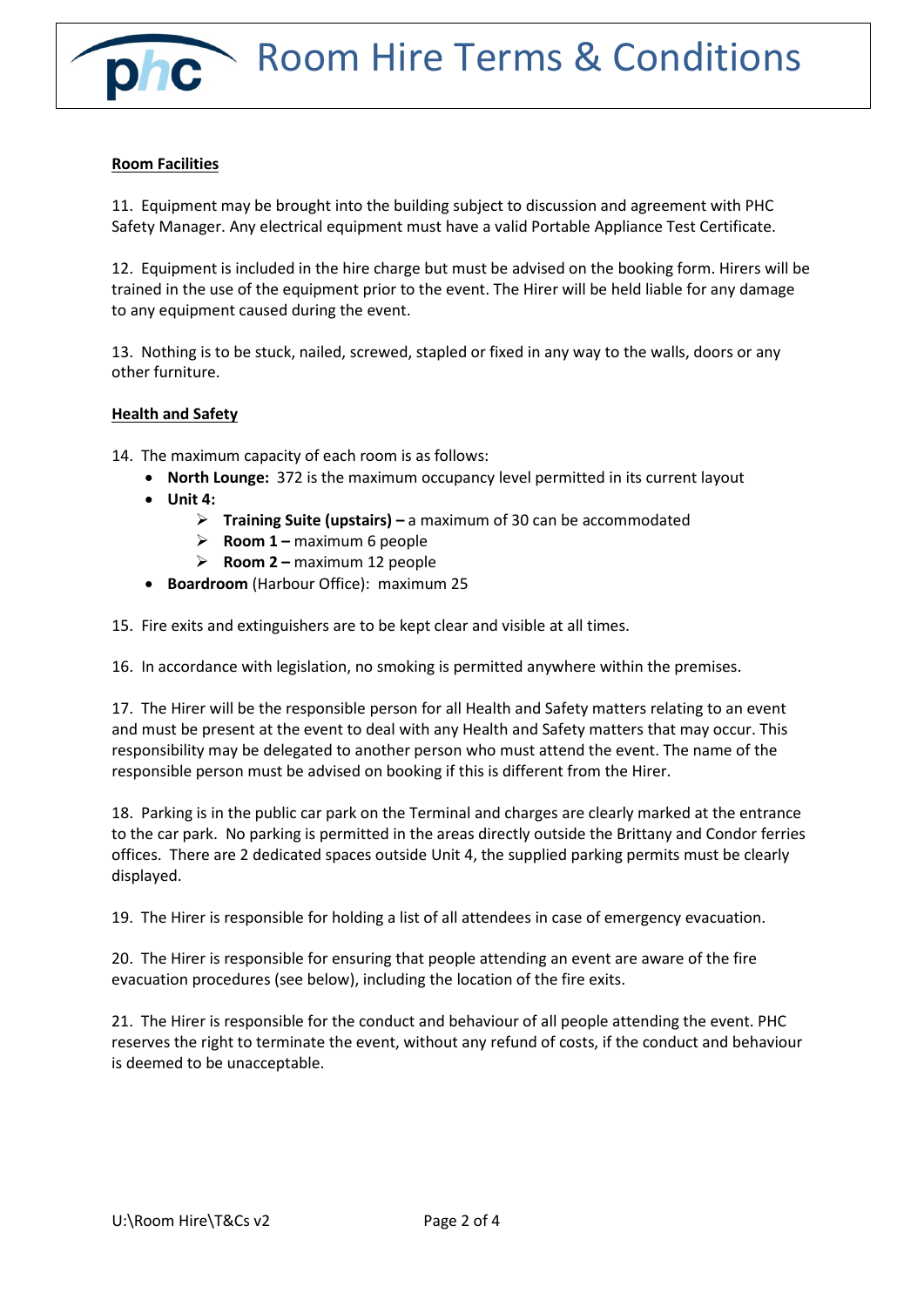**Room Facilities**

11. Equipment may be brought into the building subject to discussion and agreement with PHC Safety Manager. Any electrical equipment must have a valid Portable Appliance Test Certificate.

12. Equipment is included in the hire charge but must be advised on the booking form. Hirers will be trained in the use of the equipment prior to the event. The Hirer will be held liable for any damage to any equipment caused during the event.

13. Nothing is to be stuck, nailed, screwed, stapled or fixed in any way to the walls, doors or any other furniture.

**Health and Safety**

14. The maximum capacity of each room is as follows:
   - **North Lounge:** 372 is the maximum occupancy level permitted in its current layout
   - **Unit 4:**
     - **Training Suite (upstairs) –** a maximum of 30 can be accommodated
     - **Room 1 –** maximum 6 people
     - **Room 2 –** maximum 12 people
   - **Boardroom** (Harbour Office): maximum 25

15. Fire exits and extinguishers are to be kept clear and visible at all times.

16. In accordance with legislation, no smoking is permitted anywhere within the premises.

17. The Hirer will be the responsible person for all Health and Safety matters relating to an event and must be present at the event to deal with any Health and Safety matters that may occur. This responsibility may be delegated to another person who must attend the event. The name of the responsible person must be advised on booking if this is different from the Hirer.

18. Parking is in the public car park on the Terminal and charges are clearly marked at the entrance to the car park. No parking is permitted in the areas directly outside the Brittany and Condor ferries offices. There are 2 dedicated spaces outside Unit 4, the supplied parking permits must be clearly displayed.

19. The Hirer is responsible for holding a list of all attendees in case of emergency evacuation.

20. The Hirer is responsible for ensuring that people attending an event are aware of the fire evacuation procedures (see below), including the location of the fire exits.

21. The Hirer is responsible for the conduct and behaviour of all people attending the event. PHC reserves the right to terminate the event, without any refund of costs, if the conduct and behaviour is deemed to be unacceptable.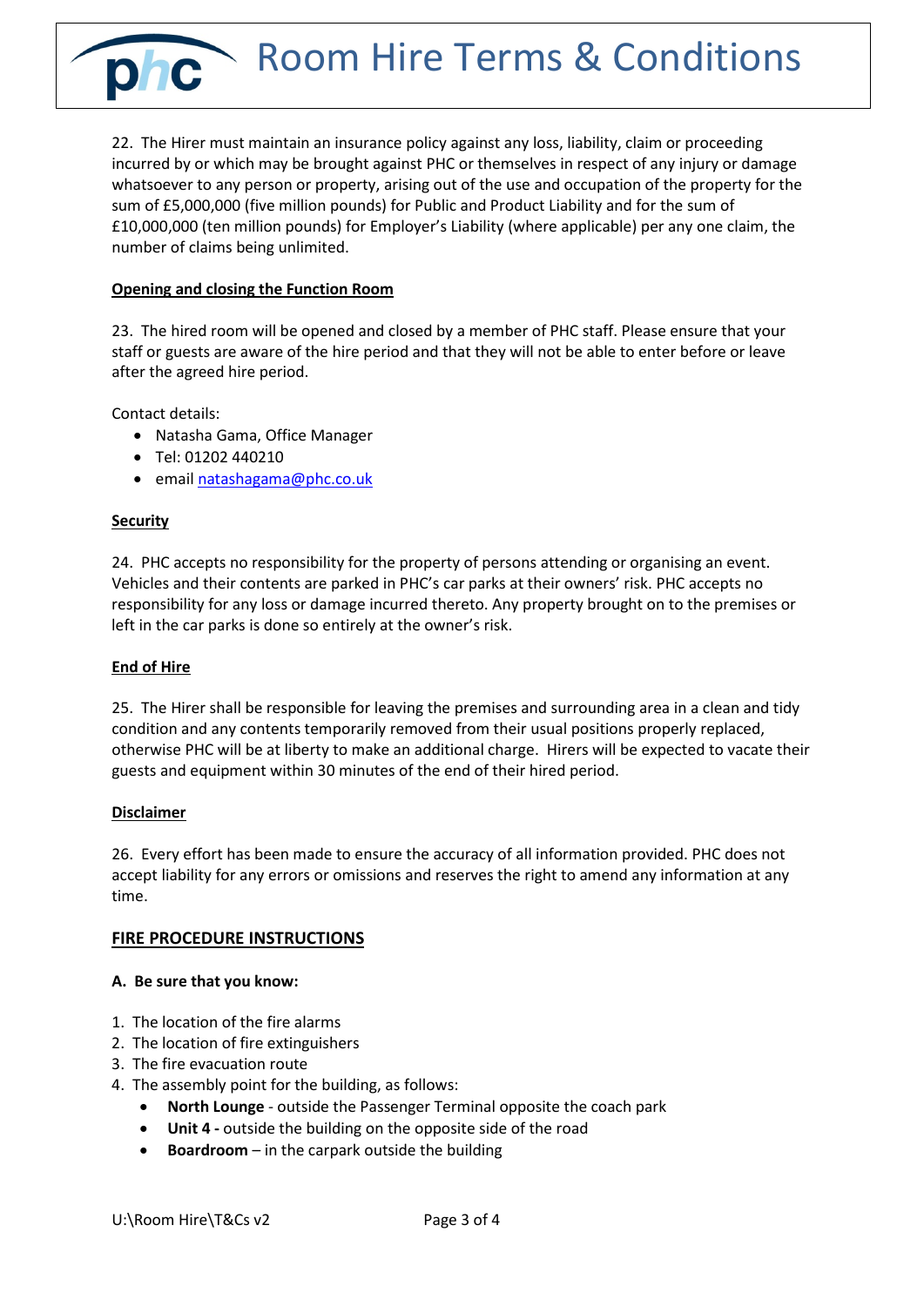22. The Hirer must maintain an insurance policy against any loss, liability, claim or proceeding incurred by or which may be brought against PHC or themselves in respect of any injury or damage whatsoever to any person or property, arising out of the use and occupation of the property for the sum of £5,000,000 (five million pounds) for Public and Product Liability and for the sum of £10,000,000 (ten million pounds) for Employer's Liability (where applicable) per any one claim, the number of claims being unlimited.

**Opening and closing the Function Room**

23. The hired room will be opened and closed by a member of PHC staff. Please ensure that your staff or guests are aware of the hire period and that they will not be able to enter before or leave after the agreed hire period.

Contact details:

- Natasha Gama, Office Manager
- Tel: 01202 440210
- email natashagama@phc.co.uk

**Security**

24. PHC accepts no responsibility for the property of persons attending or organising an event. Vehicles and their contents are parked in PHC's car parks at their owners' risk. PHC accepts no responsibility for any loss or damage incurred thereto. Any property brought on to the premises or left in the car parks is done so entirely at the owner's risk.

**End of Hire**

25. The Hirer shall be responsible for leaving the premises and surrounding area in a clean and tidy condition and any contents temporarily removed from their usual positions properly replaced, otherwise PHC will be at liberty to make an additional charge. Hirers will be expected to vacate their guests and equipment within 30 minutes of the end of their hired period.

**Disclaimer**

26. Every effort has been made to ensure the accuracy of all information provided. PHC does not accept liability for any errors or omissions and reserves the right to amend any information at any time.

## FIRE PROCEDURE INSTRUCTIONS

**A. Be sure that you know:**

1. The location of the fire alarms
2. The location of fire extinguishers
3. The fire evacuation route
4. The assembly point for the building, as follows:
    - **North Lounge** - outside the Passenger Terminal opposite the coach park
    - **Unit 4 -** outside the building on the opposite side of the road
    - **Boardroom** – in the carpark outside the building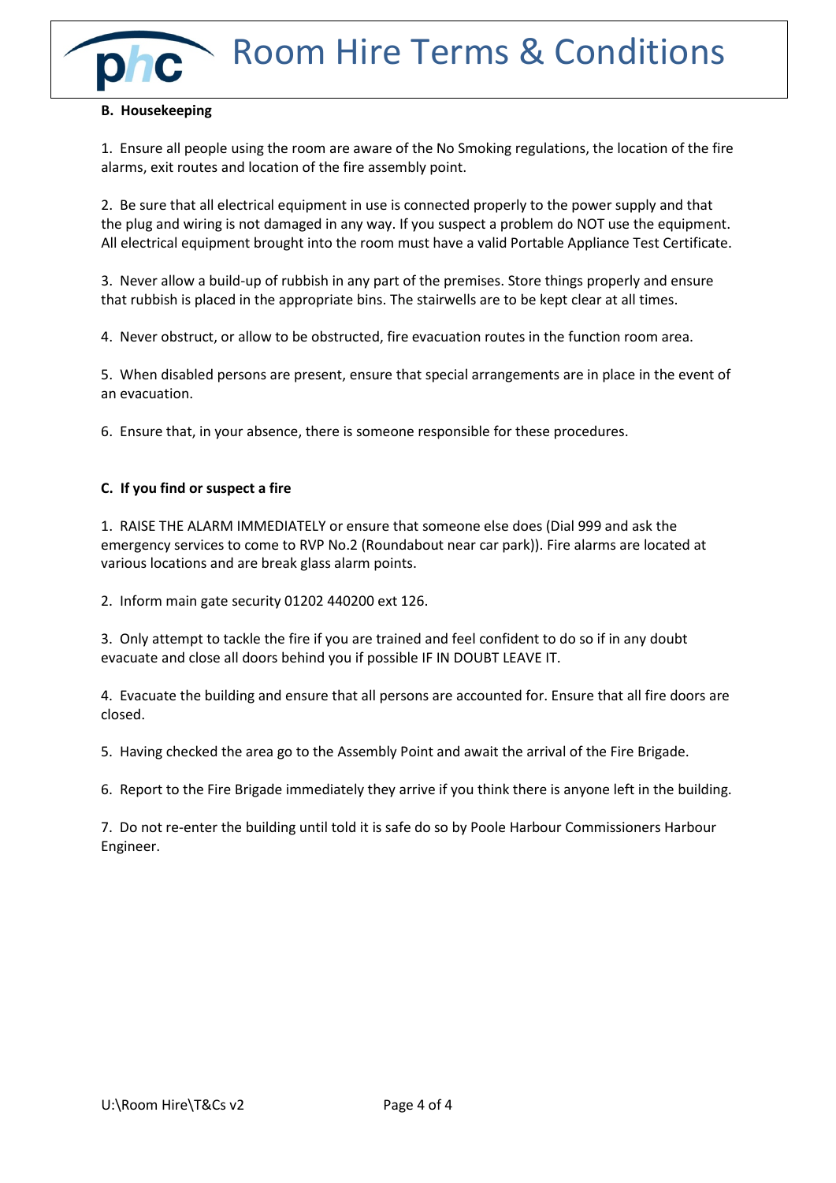**B. Housekeeping**

1. Ensure all people using the room are aware of the No Smoking regulations, the location of the fire alarms, exit routes and location of the fire assembly point.

2. Be sure that all electrical equipment in use is connected properly to the power supply and that the plug and wiring is not damaged in any way. If you suspect a problem do NOT use the equipment. All electrical equipment brought into the room must have a valid Portable Appliance Test Certificate.

3. Never allow a build-up of rubbish in any part of the premises. Store things properly and ensure that rubbish is placed in the appropriate bins. The stairwells are to be kept clear at all times.

4. Never obstruct, or allow to be obstructed, fire evacuation routes in the function room area.

5. When disabled persons are present, ensure that special arrangements are in place in the event of an evacuation.

6. Ensure that, in your absence, there is someone responsible for these procedures.

**C. If you find or suspect a fire**

1. RAISE THE ALARM IMMEDIATELY or ensure that someone else does (Dial 999 and ask the emergency services to come to RVP No.2 (Roundabout near car park)). Fire alarms are located at various locations and are break glass alarm points.

2. Inform main gate security 01202 440200 ext 126.

3. Only attempt to tackle the fire if you are trained and feel confident to do so if in any doubt evacuate and close all doors behind you if possible IF IN DOUBT LEAVE IT.

4. Evacuate the building and ensure that all persons are accounted for. Ensure that all fire doors are closed.

5. Having checked the area go to the Assembly Point and await the arrival of the Fire Brigade.

6. Report to the Fire Brigade immediately they arrive if you think there is anyone left in the building.

7. Do not re-enter the building until told it is safe do so by Poole Harbour Commissioners Harbour Engineer.